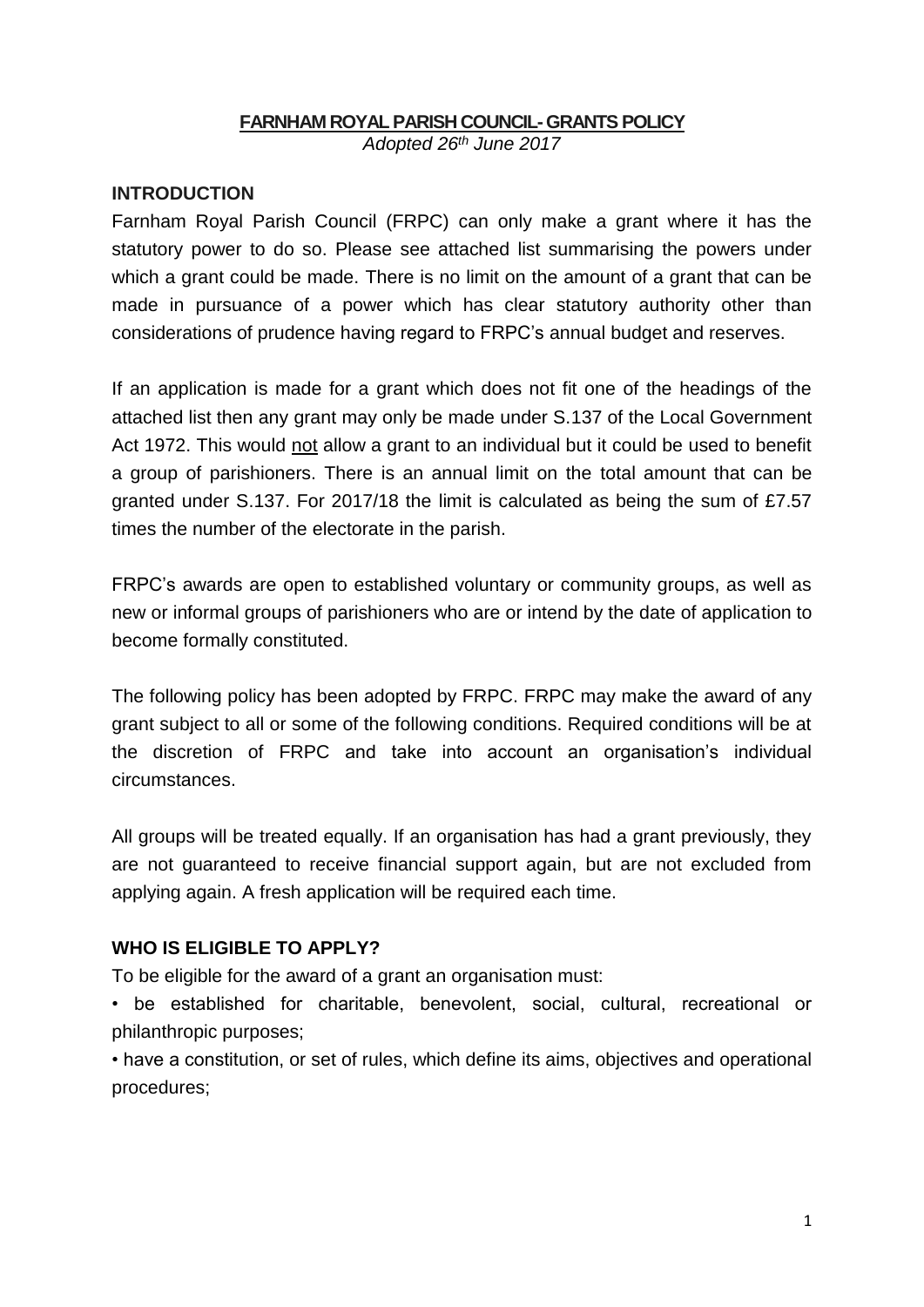# FARNHAM ROYAL PARISH COUNCIL- GRANTS POLICY

*Adopted 26th June 2017*

## INTRODUCTION

Farnham Royal Parish Council (FRPC) can only make a grant where it has the statutory power to do so. Please see attached list summarising the powers under which a grant could be made. There is no limit on the amount of a grant that can be made in pursuance of a power which has clear statutory authority other than considerations of prudence having regard to FRPC's annual budget and reserves.

If an application is made for a grant which does not fit one of the headings of the attached list then any grant may only be made under S.137 of the Local Government Act 1972. This would not allow a grant to an individual but it could be used to benefit a group of parishioners. There is an annual limit on the total amount that can be granted under S.137. For 2017/18 the limit is calculated as being the sum of £7.57 times the number of the electorate in the parish.

FRPC's awards are open to established voluntary or community groups, as well as new or informal groups of parishioners who are or intend by the date of application to become formally constituted.

The following policy has been adopted by FRPC. FRPC may make the award of any grant subject to all or some of the following conditions. Required conditions will be at the discretion of FRPC and take into account an organisation's individual circumstances.

All groups will be treated equally. If an organisation has had a grant previously, they are not guaranteed to receive financial support again, but are not excluded from applying again. A fresh application will be required each time.

## WHO IS ELIGIBLE TO APPLY?

To be eligible for the award of a grant an organisation must:

- be established for charitable, benevolent, social, cultural, recreational or philanthropic purposes;
- have a constitution, or set of rules, which define its aims, objectives and operational procedures;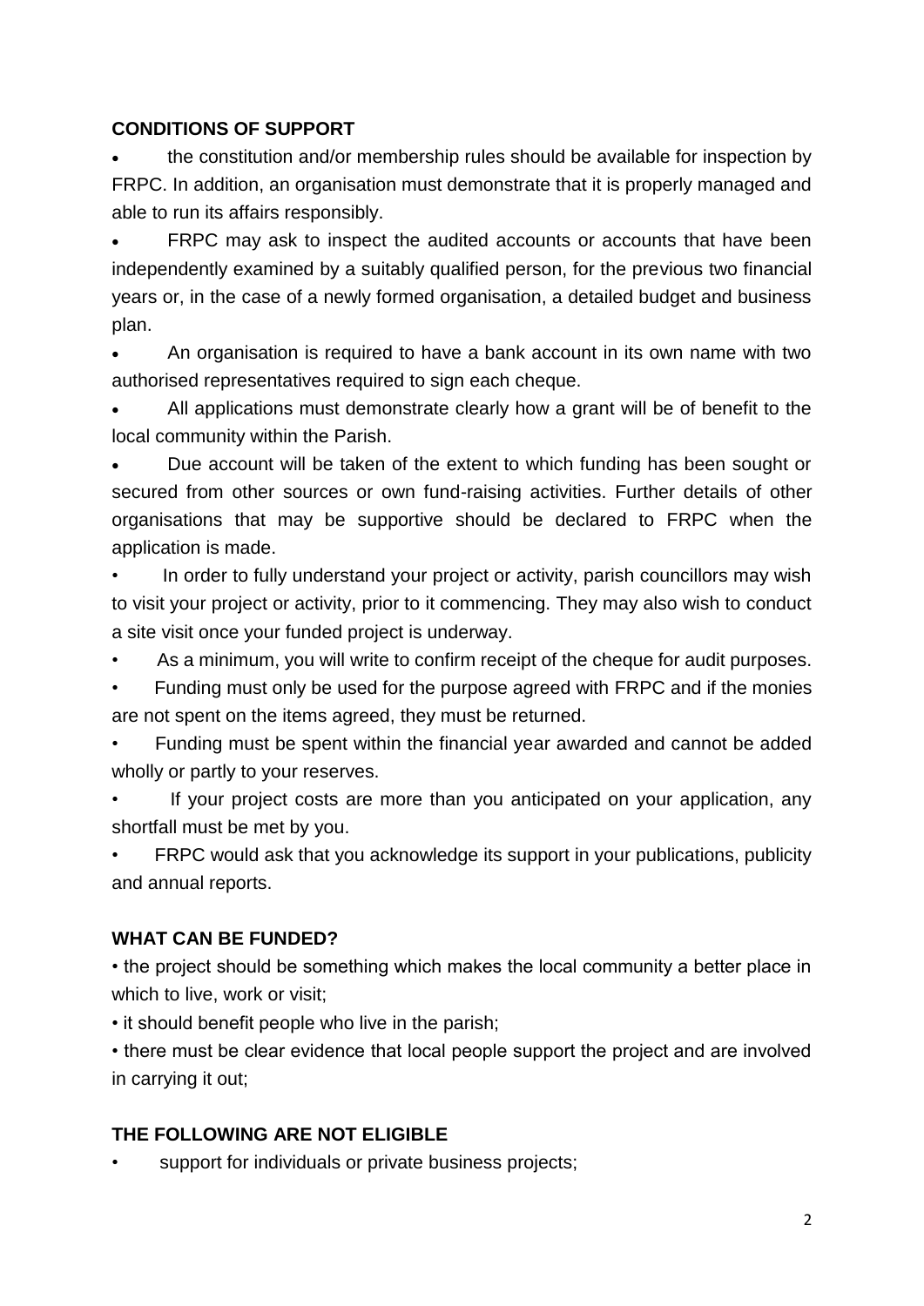**CONDITIONS OF SUPPORT**

- the constitution and/or membership rules should be available for inspection by FRPC. In addition, an organisation must demonstrate that it is properly managed and able to run its affairs responsibly.
- FRPC may ask to inspect the audited accounts or accounts that have been independently examined by a suitably qualified person, for the previous two financial years or, in the case of a newly formed organisation, a detailed budget and business plan.
- An organisation is required to have a bank account in its own name with two authorised representatives required to sign each cheque.
- All applications must demonstrate clearly how a grant will be of benefit to the local community within the Parish.
- Due account will be taken of the extent to which funding has been sought or secured from other sources or own fund-raising activities. Further details of other organisations that may be supportive should be declared to FRPC when the application is made.
- In order to fully understand your project or activity, parish councillors may wish to visit your project or activity, prior to it commencing. They may also wish to conduct a site visit once your funded project is underway.
- As a minimum, you will write to confirm receipt of the cheque for audit purposes.
- Funding must only be used for the purpose agreed with FRPC and if the monies are not spent on the items agreed, they must be returned.
- Funding must be spent within the financial year awarded and cannot be added wholly or partly to your reserves.
- If your project costs are more than you anticipated on your application, any shortfall must be met by you.
- FRPC would ask that you acknowledge its support in your publications, publicity and annual reports.

**WHAT CAN BE FUNDED?**

- the project should be something which makes the local community a better place in which to live, work or visit;
- it should benefit people who live in the parish;
- there must be clear evidence that local people support the project and are involved in carrying it out;

**THE FOLLOWING ARE NOT ELIGIBLE**

- support for individuals or private business projects;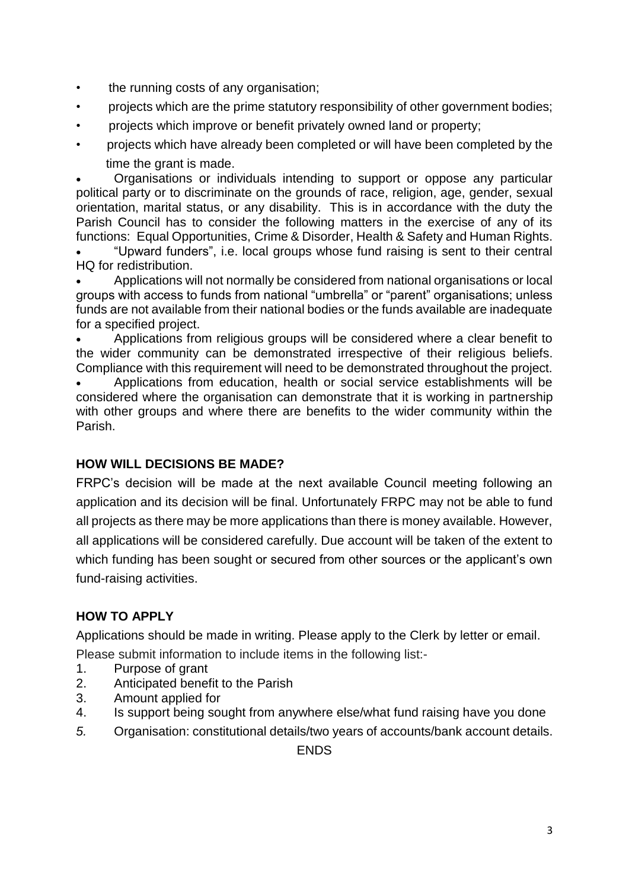- the running costs of any organisation;
- projects which are the prime statutory responsibility of other government bodies;
- projects which improve or benefit privately owned land or property;
- projects which have already been completed or will have been completed by the time the grant is made.
- Organisations or individuals intending to support or oppose any particular political party or to discriminate on the grounds of race, religion, age, gender, sexual orientation, marital status, or any disability. This is in accordance with the duty the Parish Council has to consider the following matters in the exercise of any of its functions: Equal Opportunities, Crime & Disorder, Health & Safety and Human Rights.
- "Upward funders", i.e. local groups whose fund raising is sent to their central HQ for redistribution.
- Applications will not normally be considered from national organisations or local groups with access to funds from national "umbrella" or "parent" organisations; unless funds are not available from their national bodies or the funds available are inadequate for a specified project.
- Applications from religious groups will be considered where a clear benefit to the wider community can be demonstrated irrespective of their religious beliefs. Compliance with this requirement will need to be demonstrated throughout the project.
- Applications from education, health or social service establishments will be considered where the organisation can demonstrate that it is working in partnership with other groups and where there are benefits to the wider community within the Parish.

**HOW WILL DECISIONS BE MADE?**

FRPC's decision will be made at the next available Council meeting following an application and its decision will be final. Unfortunately FRPC may not be able to fund all projects as there may be more applications than there is money available. However, all applications will be considered carefully. Due account will be taken of the extent to which funding has been sought or secured from other sources or the applicant's own fund-raising activities.

**HOW TO APPLY**

Applications should be made in writing. Please apply to the Clerk by letter or email.

Please submit information to include items in the following list:-

1. Purpose of grant
2. Anticipated benefit to the Parish
3. Amount applied for
4. Is support being sought from anywhere else/what fund raising have you done
5. Organisation: constitutional details/two years of accounts/bank account details.

ENDS